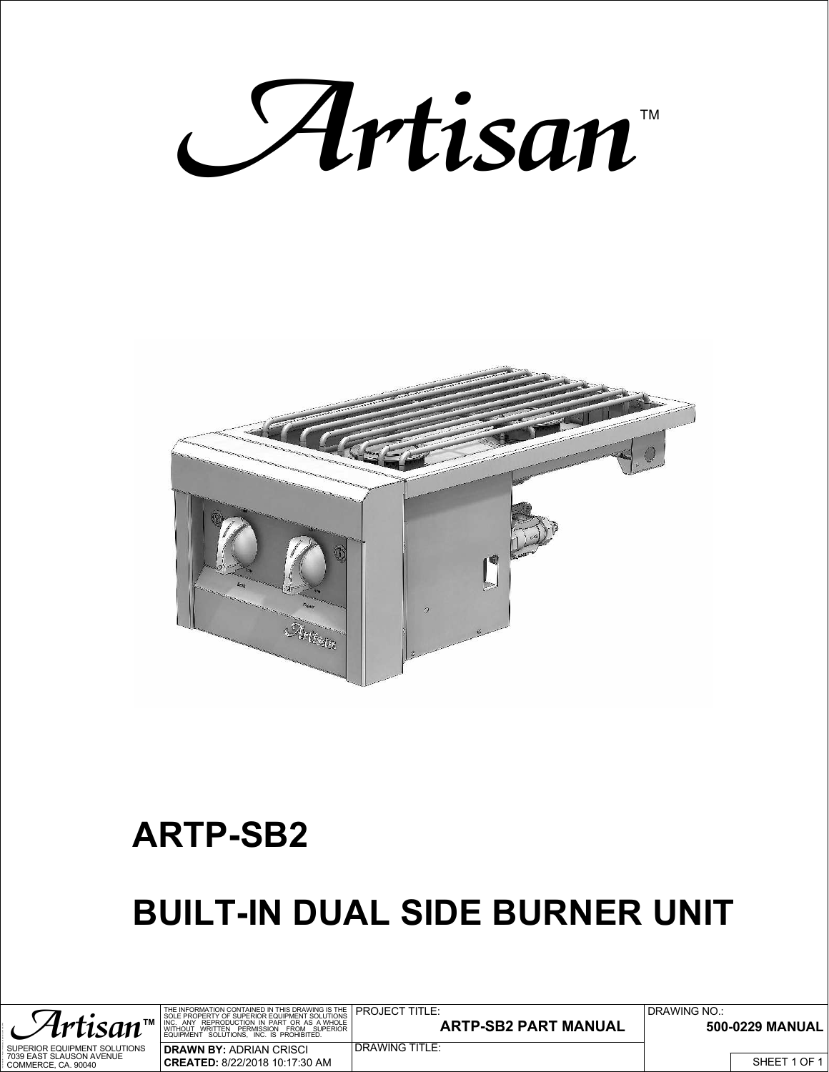# Artisan™

# ARTP-SB2

# BUILT-IN DUAL SIDE BURNER UNIT

| Artisan™ | THE INFORMATION CONTAINED IN THIS DRAWING IS THE SOLE PROPERTY OF SUPERIOR EQUIPMENT SOLUTIONS INC. ANY REPRODUCTION IN PART OR AS A WHOLE WITHOUT WRITTEN PERMISSION FROM SUPERIOR EQUIPMENT SOLUTIONS, INC. IS PROHIBITED. | PROJECT TITLE: **ARTP-SB2 PART MANUAL** | DRAWING NO.: **500-0229 MANUAL** |
| --- | --- | --- | --- |
| SUPERIOR EQUIPMENT SOLUTIONS 7039 EAST SLAUSON AVENUE COMMERCE, CA. 90040 | **DRAWN BY:** ADRIAN CRISCI **CREATED:** 8/22/2018 10:17:30 AM | DRAWING TITLE: | SHEET 1 OF 1 |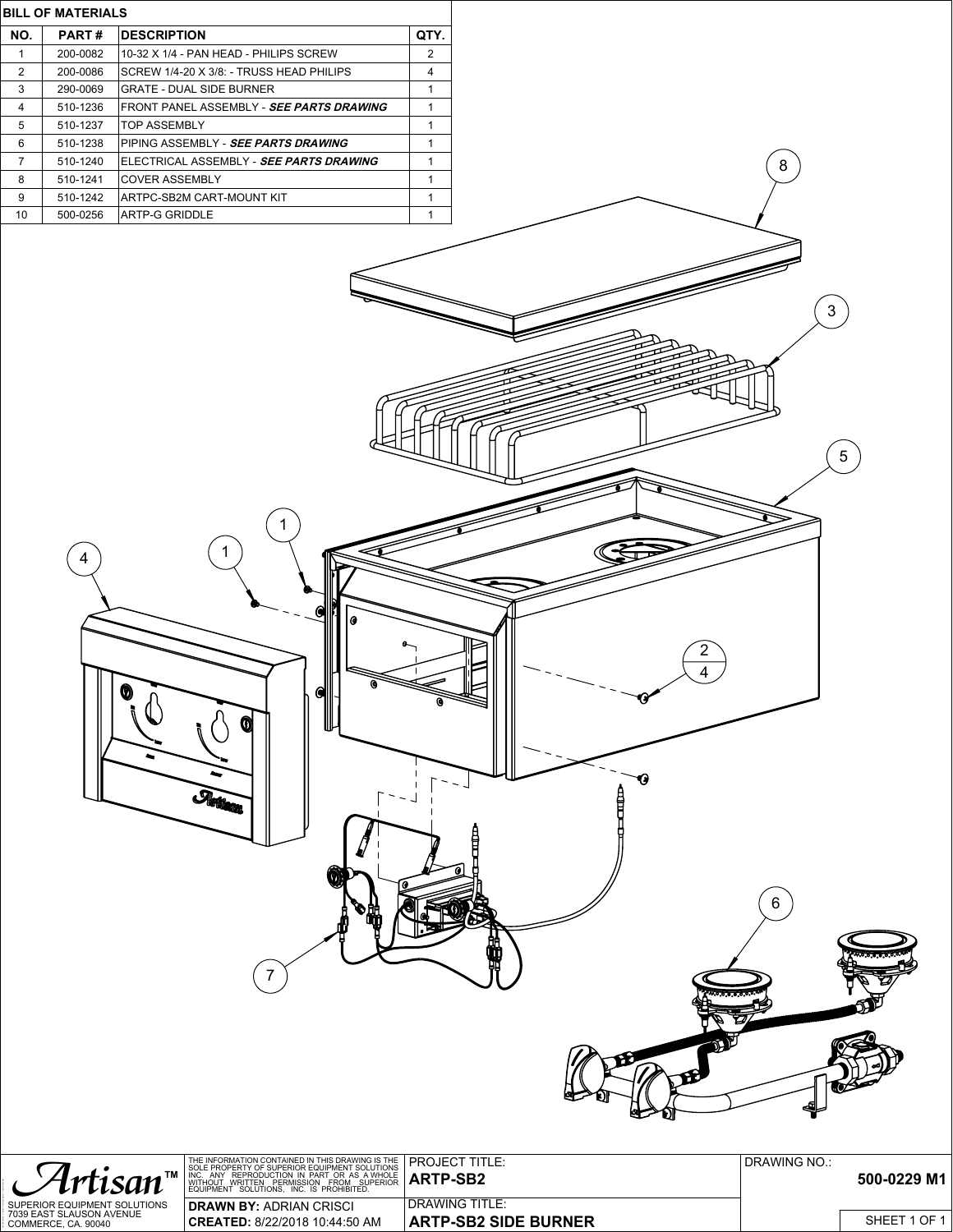## BILL OF MATERIALS

| NO. | PART # | DESCRIPTION | QTY. |
|---|---|---|---|
| 1 | 200-0082 | 10-32 X 1/4 - PAN HEAD - PHILIPS SCREW | 2 |
| 2 | 200-0086 | SCREW 1/4-20 X 3/8: - TRUSS HEAD PHILIPS | 4 |
| 3 | 290-0069 | GRATE - DUAL SIDE BURNER | 1 |
| 4 | 510-1236 | FRONT PANEL ASSEMBLY - ***SEE PARTS DRAWING*** | 1 |
| 5 | 510-1237 | TOP ASSEMBLY | 1 |
| 6 | 510-1238 | PIPING ASSEMBLY - ***SEE PARTS DRAWING*** | 1 |
| 7 | 510-1240 | ELECTRICAL ASSEMBLY - ***SEE PARTS DRAWING*** | 1 |
| 8 | 510-1241 | COVER ASSEMBLY | 1 |
| 9 | 510-1242 | ARTPC-SB2M CART-MOUNT KIT | 1 |
| 10 | 500-0256 | ARTP-G GRIDDLE | 1 |

8

3

5

1

1

4

2/4

6

7

Artisan™

SUPERIOR EQUIPMENT SOLUTIONS
7039 EAST SLAUSON AVENUE
COMMERCE, CA. 90040

THE INFORMATION CONTAINED IN THIS DRAWING IS THE SOLE PROPERTY OF SUPERIOR EQUIPMENT SOLUTIONS INC. ANY REPRODUCTION IN PART OR AS A WHOLE WITHOUT WRITTEN PERMISSION FROM SUPERIOR EQUIPMENT SOLUTIONS, INC. IS PROHIBITED.

**DRAWN BY:** ADRIAN CRISCI
**CREATED:** 8/22/2018 10:44:50 AM

PROJECT TITLE:
**ARTP-SB2**

DRAWING TITLE:
**ARTP-SB2 SIDE BURNER**

DRAWING NO.:
**500-0229 M1**

SHEET 1 OF 1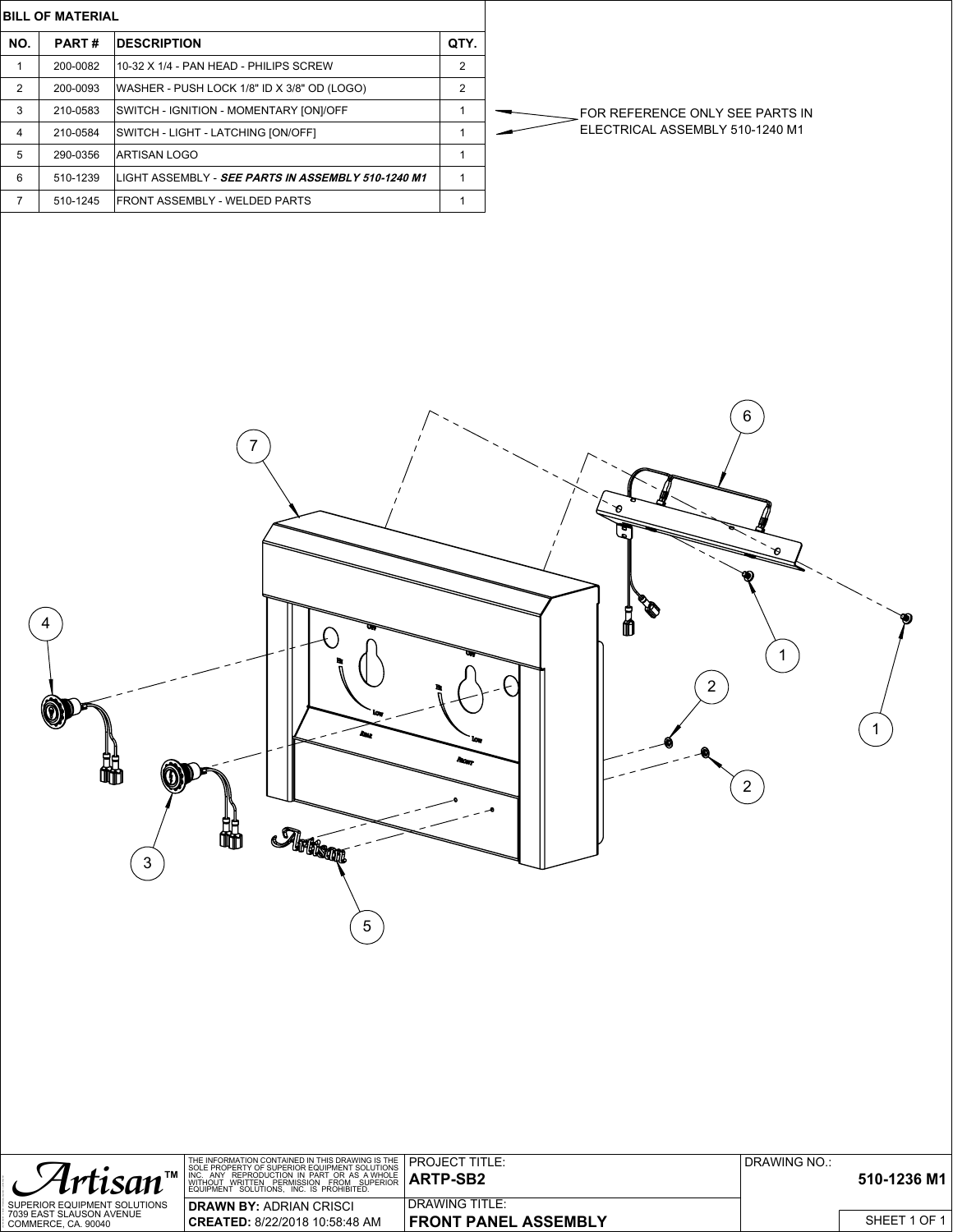## BILL OF MATERIAL

| NO. | PART # | DESCRIPTION | QTY. |
|---|---|---|---|
| 1 | 200-0082 | 10-32 X 1/4 - PAN HEAD - PHILIPS SCREW | 2 |
| 2 | 200-0093 | WASHER - PUSH LOCK 1/8" ID X 3/8" OD (LOGO) | 2 |
| 3 | 210-0583 | SWITCH - IGNITION - MOMENTARY [ON]/OFF | 1 |
| 4 | 210-0584 | SWITCH - LIGHT - LATCHING [ON/OFF] | 1 |
| 5 | 290-0356 | ARTISAN LOGO | 1 |
| 6 | 510-1239 | LIGHT ASSEMBLY - ***SEE PARTS IN ASSEMBLY 510-1240 M1*** | 1 |
| 7 | 510-1245 | FRONT ASSEMBLY - WELDED PARTS | 1 |

FOR REFERENCE ONLY SEE PARTS IN ELECTRICAL ASSEMBLY 510-1240 M1

Artisan™

SUPERIOR EQUIPMENT SOLUTIONS
7039 EAST SLAUSON AVENUE
COMMERCE, CA. 90040

THE INFORMATION CONTAINED IN THIS DRAWING IS THE SOLE PROPERTY OF SUPERIOR EQUIPMENT SOLUTIONS INC. ANY REPRODUCTION IN PART OR AS A WHOLE WITHOUT WRITTEN PERMISSION FROM SUPERIOR EQUIPMENT SOLUTIONS, INC. IS PROHIBITED.

**DRAWN BY:** ADRIAN CRISCI
**CREATED:** 8/22/2018 10:58:48 AM

PROJECT TITLE: **ARTP-SB2**

DRAWING TITLE: **FRONT PANEL ASSEMBLY**

DRAWING NO.: **510-1236 M1**

SHEET 1 OF 1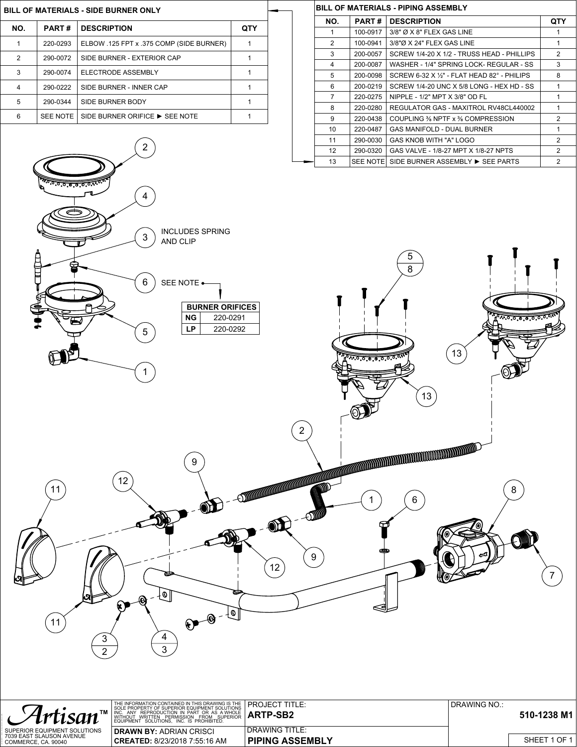## BILL OF MATERIALS - SIDE BURNER ONLY

| NO. | PART # | DESCRIPTION | QTY |
|---|---|---|---|
| 1 | 220-0293 | ELBOW .125 FPT x .375 COMP (SIDE BURNER) | 1 |
| 2 | 290-0072 | SIDE BURNER - EXTERIOR CAP | 1 |
| 3 | 290-0074 | ELECTRODE ASSEMBLY | 1 |
| 4 | 290-0222 | SIDE BURNER - INNER CAP | 1 |
| 5 | 290-0344 | SIDE BURNER BODY | 1 |
| 6 | SEE NOTE | SIDE BURNER ORIFICE ► SEE NOTE | 1 |

## BILL OF MATERIALS - PIPING ASSEMBLY

| NO. | PART # | DESCRIPTION | QTY |
|---|---|---|---|
| 1 | 100-0917 | 3/8" Ø X 8" FLEX GAS LINE | 1 |
| 2 | 100-0941 | 3/8"Ø X 24" FLEX GAS LINE | 1 |
| 3 | 200-0057 | SCREW 1/4-20 X 1/2 - TRUSS HEAD - PHILLIPS | 2 |
| 4 | 200-0087 | WASHER - 1/4" SPRING LOCK- REGULAR - SS | 3 |
| 5 | 200-0098 | SCREW 6-32 X ½" - FLAT HEAD 82° - PHILIPS | 8 |
| 6 | 200-0219 | SCREW 1/4-20 UNC X 5/8 LONG - HEX HD - SS | 1 |
| 7 | 220-0275 | NIPPLE - 1/2" MPT X 3/8" OD FL | 1 |
| 8 | 220-0280 | REGULATOR GAS - MAXITROL RV48CL440002 | 1 |
| 9 | 220-0438 | COUPLING ⅜ NPTF x ⅜ COMPRESSION | 2 |
| 10 | 220-0487 | GAS MANIFOLD - DUAL BURNER | 1 |
| 11 | 290-0030 | GAS KNOB WITH "A" LOGO | 2 |
| 12 | 290-0320 | GAS VALVE - 1/8-27 MPT X 1/8-27 NPTS | 2 |
| 13 | SEE NOTE | SIDE BURNER ASSEMBLY ► SEE PARTS | 2 |

3 — INCLUDES SPRING AND CLIP

6 — SEE NOTE

| BURNER ORIFICES | |
|---|---|
| NG | 220-0291 |
| LP | 220-0292 |

Artisan™

SUPERIOR EQUIPMENT SOLUTIONS
7039 EAST SLAUSON AVENUE
COMMERCE, CA. 90040

THE INFORMATION CONTAINED IN THIS DRAWING IS THE SOLE PROPERTY OF SUPERIOR EQUIPMENT SOLUTIONS INC. ANY REPRODUCTION IN PART OR AS A WHOLE WITHOUT WRITTEN PERMISSION FROM SUPERIOR EQUIPMENT SOLUTIONS, INC. IS PROHIBITED.

**DRAWN BY:** ADRIAN CRISCI
**CREATED:** 8/23/2018 7:55:16 AM

PROJECT TITLE: **ARTP-SB2**

DRAWING TITLE: **PIPING ASSEMBLY**

DRAWING NO.: **510-1238 M1**

SHEET 1 OF 1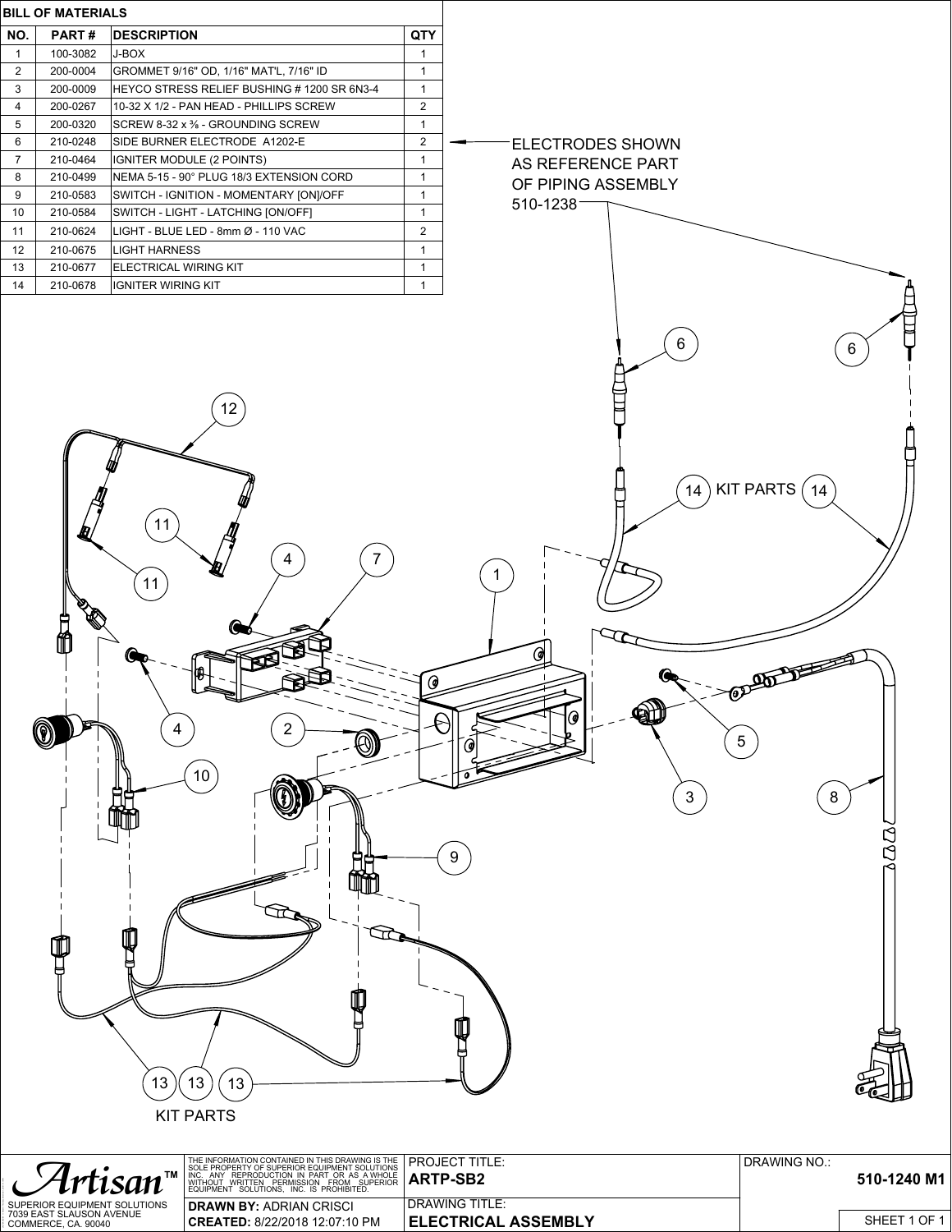## BILL OF MATERIALS

| NO. | PART # | DESCRIPTION | QTY |
|---|---|---|---|
| 1 | 100-3082 | J-BOX | 1 |
| 2 | 200-0004 | GROMMET 9/16" OD, 1/16" MAT'L, 7/16" ID | 1 |
| 3 | 200-0009 | HEYCO STRESS RELIEF BUSHING # 1200 SR 6N3-4 | 1 |
| 4 | 200-0267 | 10-32 X 1/2 - PAN HEAD - PHILLIPS SCREW | 2 |
| 5 | 200-0320 | SCREW 8-32 x ⅜ - GROUNDING SCREW | 1 |
| 6 | 210-0248 | SIDE BURNER ELECTRODE A1202-E | 2 |
| 7 | 210-0464 | IGNITER MODULE (2 POINTS) | 1 |
| 8 | 210-0499 | NEMA 5-15 - 90° PLUG 18/3 EXTENSION CORD | 1 |
| 9 | 210-0583 | SWITCH - IGNITION - MOMENTARY [ON]/OFF | 1 |
| 10 | 210-0584 | SWITCH - LIGHT - LATCHING [ON/OFF] | 1 |
| 11 | 210-0624 | LIGHT - BLUE LED - 8mm Ø - 110 VAC | 2 |
| 12 | 210-0675 | LIGHT HARNESS | 1 |
| 13 | 210-0677 | ELECTRICAL WIRING KIT | 1 |
| 14 | 210-0678 | IGNITER WIRING KIT | 1 |

ELECTRODES SHOWN AS REFERENCE PART OF PIPING ASSEMBLY 510-1238

6 6

12

14 KIT PARTS 14

11

11

4 7 1

4 2 5

10

3 8

9

13 13 13

KIT PARTS

Artisan™

SUPERIOR EQUIPMENT SOLUTIONS
7039 EAST SLAUSON AVENUE
COMMERCE, CA. 90040

THE INFORMATION CONTAINED IN THIS DRAWING IS THE SOLE PROPERTY OF SUPERIOR EQUIPMENT SOLUTIONS INC. ANY REPRODUCTION IN PART OR AS A WHOLE WITHOUT WRITTEN PERMISSION FROM SUPERIOR EQUIPMENT SOLUTIONS, INC. IS PROHIBITED.

**DRAWN BY:** ADRIAN CRISCI
**CREATED:** 8/22/2018 12:07:10 PM

PROJECT TITLE: **ARTP-SB2**

DRAWING TITLE: **ELECTRICAL ASSEMBLY**

DRAWING NO.: **510-1240 M1**

SHEET 1 OF 1